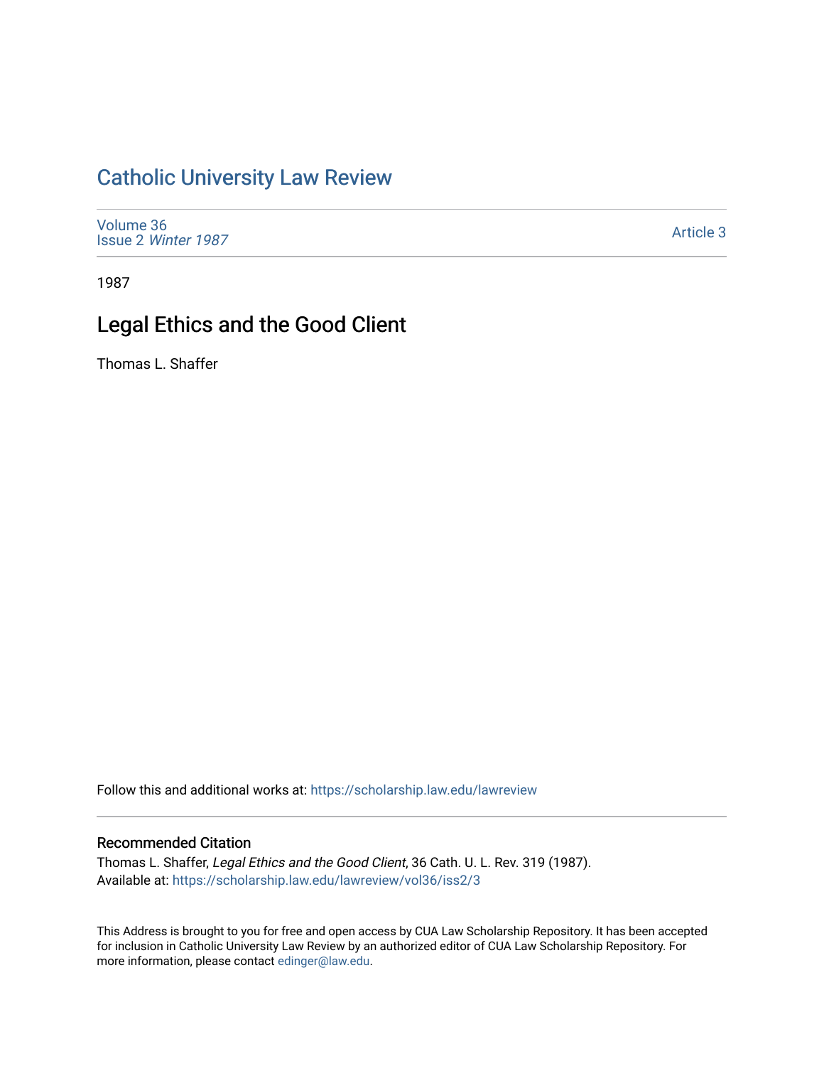# Catholic University Law Review

Volume 36
Issue 2 *Winter 1987*

Article 3

1987

## Legal Ethics and the Good Client

Thomas L. Shaffer

Follow this and additional works at: https://scholarship.law.edu/lawreview

### Recommended Citation

Thomas L. Shaffer, *Legal Ethics and the Good Client*, 36 Cath. U. L. Rev. 319 (1987).
Available at: https://scholarship.law.edu/lawreview/vol36/iss2/3

This Address is brought to you for free and open access by CUA Law Scholarship Repository. It has been accepted for inclusion in Catholic University Law Review by an authorized editor of CUA Law Scholarship Repository. For more information, please contact edinger@law.edu.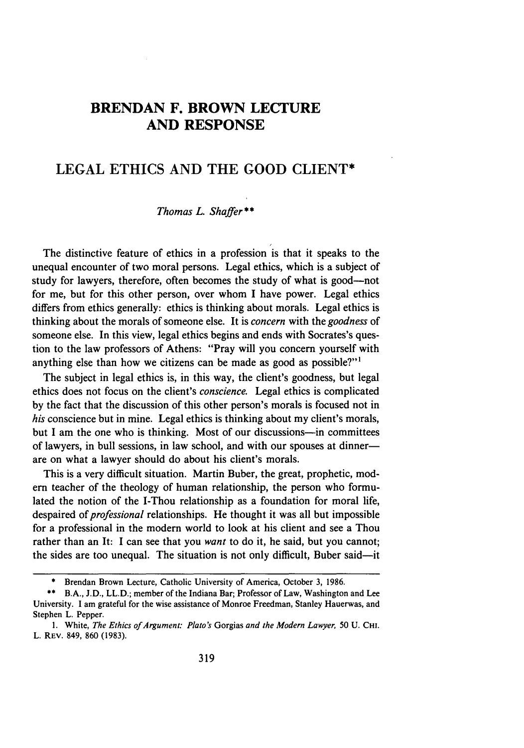# BRENDAN F. BROWN LECTURE AND RESPONSE

## LEGAL ETHICS AND THE GOOD CLIENT*

*Thomas L. Shaffer***

The distinctive feature of ethics in a profession is that it speaks to the unequal encounter of two moral persons. Legal ethics, which is a subject of study for lawyers, therefore, often becomes the study of what is good—not for me, but for this other person, over whom I have power. Legal ethics differs from ethics generally: ethics is thinking about morals. Legal ethics is thinking about the morals of someone else. It is *concern* with the *goodness* of someone else. In this view, legal ethics begins and ends with Socrates's question to the law professors of Athens: "Pray will you concern yourself with anything else than how we citizens can be made as good as possible?"[1]

The subject in legal ethics is, in this way, the client's goodness, but legal ethics does not focus on the client's *conscience*. Legal ethics is complicated by the fact that the discussion of this other person's morals is focused not in *his* conscience but in mine. Legal ethics is thinking about my client's morals, but I am the one who is thinking. Most of our discussions—in committees of lawyers, in bull sessions, in law school, and with our spouses at dinner—are on what a lawyer should do about his client's morals.

This is a very difficult situation. Martin Buber, the great, prophetic, modern teacher of the theology of human relationship, the person who formulated the notion of the I-Thou relationship as a foundation for moral life, despaired of *professional* relationships. He thought it was all but impossible for a professional in the modern world to look at his client and see a Thou rather than an It: I can see that you *want* to do it, he said, but you cannot; the sides are too unequal. The situation is not only difficult, Buber said—it

---

\* Brendan Brown Lecture, Catholic University of America, October 3, 1986.

\*\* B.A., J.D., LL.D.; member of the Indiana Bar; Professor of Law, Washington and Lee University. I am grateful for the wise assistance of Monroe Freedman, Stanley Hauerwas, and Stephen L. Pepper.

1. White, *The Ethics of Argument: Plato's* Gorgias *and the Modern Lawyer*, 50 U. CHI. L. REV. 849, 860 (1983).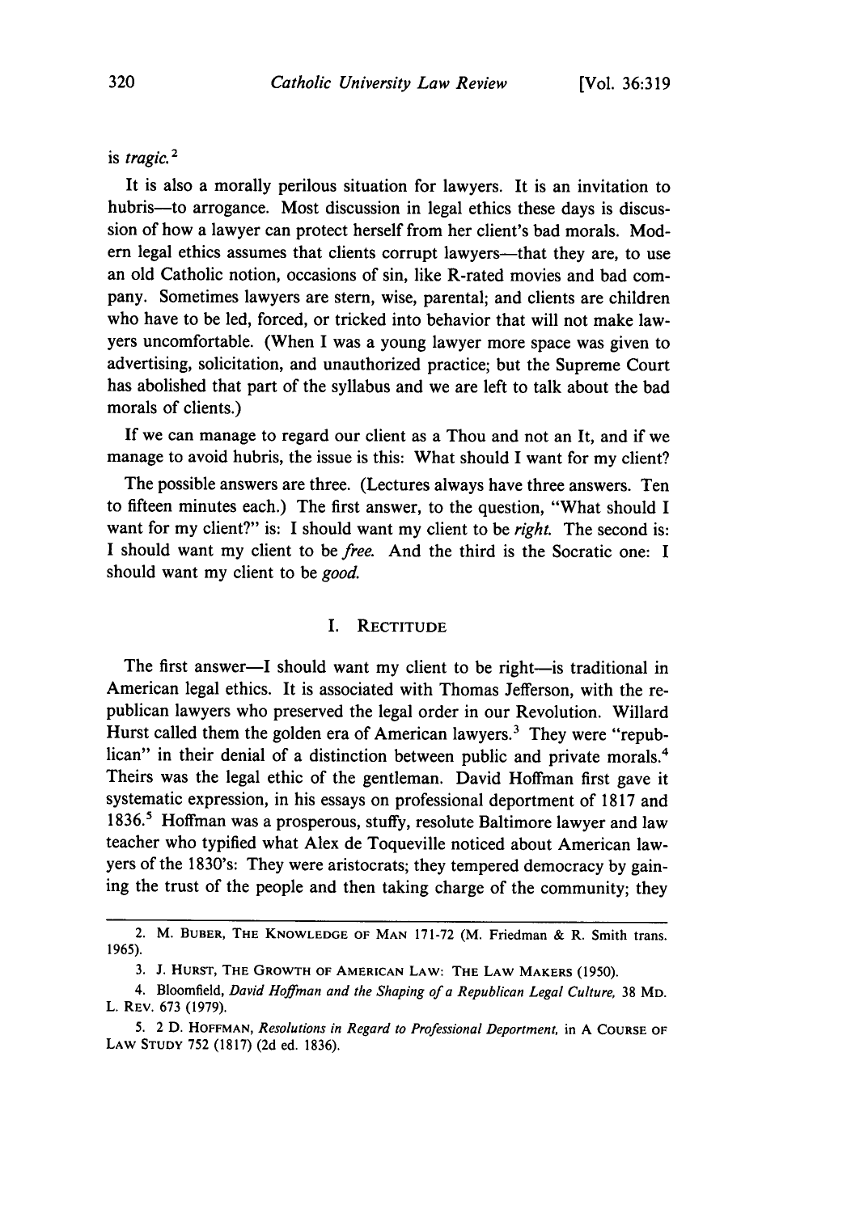is *tragic.*[2]

It is also a morally perilous situation for lawyers. It is an invitation to hubris—to arrogance. Most discussion in legal ethics these days is discussion of how a lawyer can protect herself from her client's bad morals. Modern legal ethics assumes that clients corrupt lawyers—that they are, to use an old Catholic notion, occasions of sin, like R-rated movies and bad company. Sometimes lawyers are stern, wise, parental; and clients are children who have to be led, forced, or tricked into behavior that will not make lawyers uncomfortable. (When I was a young lawyer more space was given to advertising, solicitation, and unauthorized practice; but the Supreme Court has abolished that part of the syllabus and we are left to talk about the bad morals of clients.)

If we can manage to regard our client as a Thou and not an It, and if we manage to avoid hubris, the issue is this: What should I want for my client?

The possible answers are three. (Lectures always have three answers. Ten to fifteen minutes each.) The first answer, to the question, "What should I want for my client?" is: I should want my client to be *right.* The second is: I should want my client to be *free.* And the third is the Socratic one: I should want my client to be *good.*

## I. RECTITUDE

The first answer—I should want my client to be right—is traditional in American legal ethics. It is associated with Thomas Jefferson, with the republican lawyers who preserved the legal order in our Revolution. Willard Hurst called them the golden era of American lawyers.[3] They were "republican" in their denial of a distinction between public and private morals.[4] Theirs was the legal ethic of the gentleman. David Hoffman first gave it systematic expression, in his essays on professional deportment of 1817 and 1836.[5] Hoffman was a prosperous, stuffy, resolute Baltimore lawyer and law teacher who typified what Alex de Toqueville noticed about American lawyers of the 1830's: They were aristocrats; they tempered democracy by gaining the trust of the people and then taking charge of the community; they

---

2. M. BUBER, THE KNOWLEDGE OF MAN 171-72 (M. Friedman & R. Smith trans. 1965).

3. J. HURST, THE GROWTH OF AMERICAN LAW: THE LAW MAKERS (1950).

4. Bloomfield, *David Hoffman and the Shaping of a Republican Legal Culture,* 38 MD. L. REV. 673 (1979).

5. 2 D. HOFFMAN, *Resolutions in Regard to Professional Deportment,* in A COURSE OF LAW STUDY 752 (1817) (2d ed. 1836).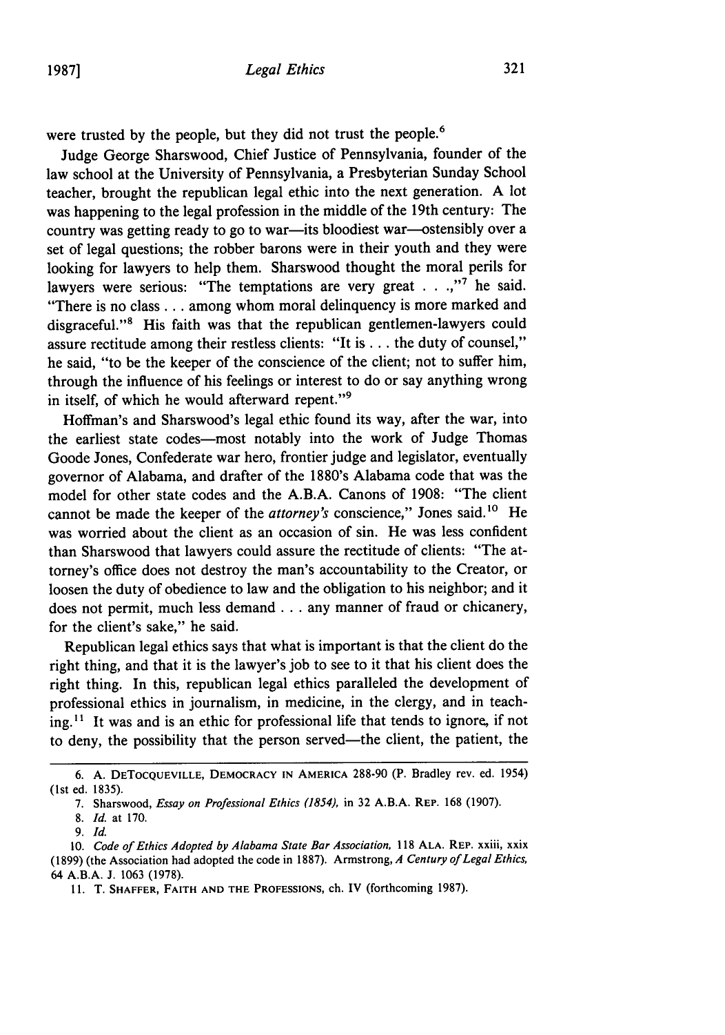were trusted by the people, but they did not trust the people.[6]

Judge George Sharswood, Chief Justice of Pennsylvania, founder of the law school at the University of Pennsylvania, a Presbyterian Sunday School teacher, brought the republican legal ethic into the next generation. A lot was happening to the legal profession in the middle of the 19th century: The country was getting ready to go to war—its bloodiest war—ostensibly over a set of legal questions; the robber barons were in their youth and they were looking for lawyers to help them. Sharswood thought the moral perils for lawyers were serious: "The temptations are very great . . .,"[7] he said. "There is no class . . . among whom moral delinquency is more marked and disgraceful."[8] His faith was that the republican gentlemen-lawyers could assure rectitude among their restless clients: "It is . . . the duty of counsel," he said, "to be the keeper of the conscience of the client; not to suffer him, through the influence of his feelings or interest to do or say anything wrong in itself, of which he would afterward repent."[9]

Hoffman's and Sharswood's legal ethic found its way, after the war, into the earliest state codes—most notably into the work of Judge Thomas Goode Jones, Confederate war hero, frontier judge and legislator, eventually governor of Alabama, and drafter of the 1880's Alabama code that was the model for other state codes and the A.B.A. Canons of 1908: "The client cannot be made the keeper of the *attorney's* conscience," Jones said.[10] He was worried about the client as an occasion of sin. He was less confident than Sharswood that lawyers could assure the rectitude of clients: "The attorney's office does not destroy the man's accountability to the Creator, or loosen the duty of obedience to law and the obligation to his neighbor; and it does not permit, much less demand . . . any manner of fraud or chicanery, for the client's sake," he said.

Republican legal ethics says that what is important is that the client do the right thing, and that it is the lawyer's job to see to it that his client does the right thing. In this, republican legal ethics paralleled the development of professional ethics in journalism, in medicine, in the clergy, and in teaching.[11] It was and is an ethic for professional life that tends to ignore, if not to deny, the possibility that the person served—the client, the patient, the

---

6. A. DETOCQUEVILLE, DEMOCRACY IN AMERICA 288-90 (P. Bradley rev. ed. 1954) (1st ed. 1835).

7. Sharswood, *Essay on Professional Ethics (1854)*, in 32 A.B.A. REP. 168 (1907).

8. *Id.* at 170.

9. *Id.*

10. *Code of Ethics Adopted by Alabama State Bar Association*, 118 ALA. REP. xxiii, xxix (1899) (the Association had adopted the code in 1887). Armstrong, *A Century of Legal Ethics*, 64 A.B.A. J. 1063 (1978).

11. T. SHAFFER, FAITH AND THE PROFESSIONS, ch. IV (forthcoming 1987).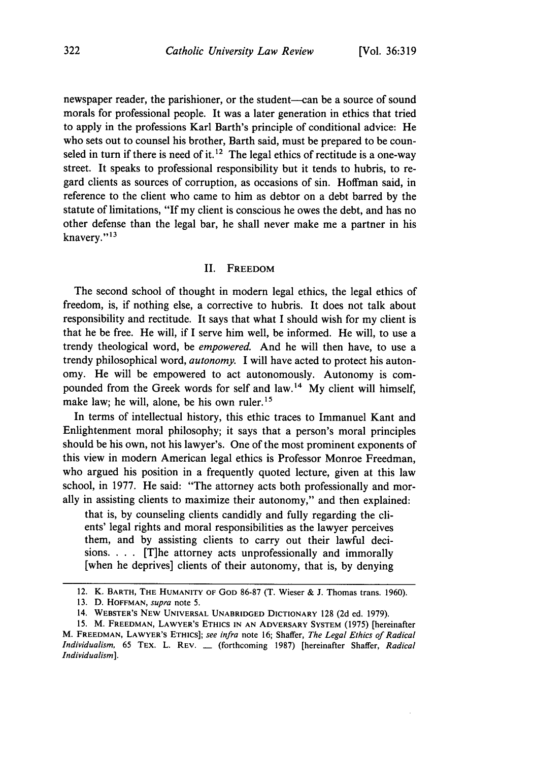newspaper reader, the parishioner, or the student—can be a source of sound morals for professional people. It was a later generation in ethics that tried to apply in the professions Karl Barth's principle of conditional advice: He who sets out to counsel his brother, Barth said, must be prepared to be counseled in turn if there is need of it.[12] The legal ethics of rectitude is a one-way street. It speaks to professional responsibility but it tends to hubris, to regard clients as sources of corruption, as occasions of sin. Hoffman said, in reference to the client who came to him as debtor on a debt barred by the statute of limitations, "If my client is conscious he owes the debt, and has no other defense than the legal bar, he shall never make me a partner in his knavery."[13]

## II. FREEDOM

The second school of thought in modern legal ethics, the legal ethics of freedom, is, if nothing else, a corrective to hubris. It does not talk about responsibility and rectitude. It says that what I should wish for my client is that he be free. He will, if I serve him well, be informed. He will, to use a trendy theological word, be *empowered.* And he will then have, to use a trendy philosophical word, *autonomy.* I will have acted to protect his autonomy. He will be empowered to act autonomously. Autonomy is compounded from the Greek words for self and law.[14] My client will himself, make law; he will, alone, be his own ruler.[15]

In terms of intellectual history, this ethic traces to Immanuel Kant and Enlightenment moral philosophy; it says that a person's moral principles should be his own, not his lawyer's. One of the most prominent exponents of this view in modern American legal ethics is Professor Monroe Freedman, who argued his position in a frequently quoted lecture, given at this law school, in 1977. He said: "The attorney acts both professionally and morally in assisting clients to maximize their autonomy," and then explained:

> that is, by counseling clients candidly and fully regarding the clients' legal rights and moral responsibilities as the lawyer perceives them, and by assisting clients to carry out their lawful decisions. . . . [T]he attorney acts unprofessionally and immorally [when he deprives] clients of their autonomy, that is, by denying

---

12. K. BARTH, THE HUMANITY OF GOD 86-87 (T. Wieser & J. Thomas trans. 1960).

13. D. HOFFMAN, *supra* note 5.

14. WEBSTER'S NEW UNIVERSAL UNABRIDGED DICTIONARY 128 (2d ed. 1979).

15. M. FREEDMAN, LAWYER'S ETHICS IN AN ADVERSARY SYSTEM (1975) [hereinafter M. FREEDMAN, LAWYER'S ETHICS]; *see infra* note 16; Shaffer, *The Legal Ethics of Radical Individualism,* 65 TEX. L. REV. ___ (forthcoming 1987) [hereinafter Shaffer, *Radical Individualism*].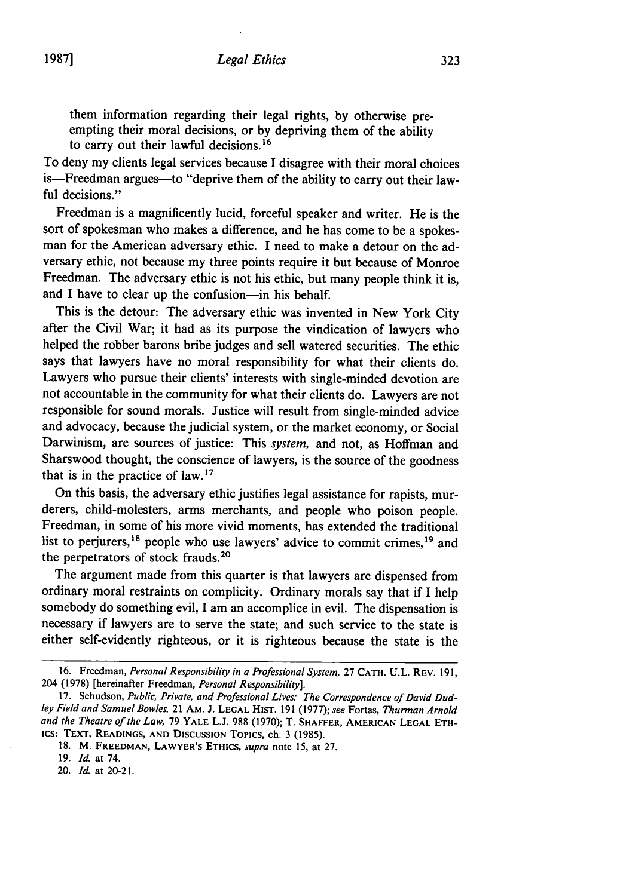> them information regarding their legal rights, by otherwise pre-empting their moral decisions, or by depriving them of the ability to carry out their lawful decisions.[16]

To deny my clients legal services because I disagree with their moral choices is—Freedman argues—to "deprive them of the ability to carry out their lawful decisions."

Freedman is a magnificently lucid, forceful speaker and writer. He is the sort of spokesman who makes a difference, and he has come to be a spokesman for the American adversary ethic. I need to make a detour on the adversary ethic, not because my three points require it but because of Monroe Freedman. The adversary ethic is not his ethic, but many people think it is, and I have to clear up the confusion—in his behalf.

This is the detour: The adversary ethic was invented in New York City after the Civil War; it had as its purpose the vindication of lawyers who helped the robber barons bribe judges and sell watered securities. The ethic says that lawyers have no moral responsibility for what their clients do. Lawyers who pursue their clients' interests with single-minded devotion are not accountable in the community for what their clients do. Lawyers are not responsible for sound morals. Justice will result from single-minded advice and advocacy, because the judicial system, or the market economy, or Social Darwinism, are sources of justice: This *system*, and not, as Hoffman and Sharswood thought, the conscience of lawyers, is the source of the goodness that is in the practice of law.[17]

On this basis, the adversary ethic justifies legal assistance for rapists, murderers, child-molesters, arms merchants, and people who poison people. Freedman, in some of his more vivid moments, has extended the traditional list to perjurers,[18] people who use lawyers' advice to commit crimes,[19] and the perpetrators of stock frauds.[20]

The argument made from this quarter is that lawyers are dispensed from ordinary moral restraints on complicity. Ordinary morals say that if I help somebody do something evil, I am an accomplice in evil. The dispensation is necessary if lawyers are to serve the state; and such service to the state is either self-evidently righteous, or it is righteous because the state is the

---

16. Freedman, *Personal Responsibility in a Professional System*, 27 CATH. U.L. REV. 191, 204 (1978) [hereinafter Freedman, *Personal Responsibility*].

17. Schudson, *Public, Private, and Professional Lives: The Correspondence of David Dudley Field and Samuel Bowles*, 21 AM. J. LEGAL HIST. 191 (1977); *see* Fortas, *Thurman Arnold and the Theatre of the Law*, 79 YALE L.J. 988 (1970); T. SHAFFER, AMERICAN LEGAL ETHICS: TEXT, READINGS, AND DISCUSSION TOPICS, ch. 3 (1985).

18. M. FREEDMAN, LAWYER'S ETHICS, *supra* note 15, at 27.

19. *Id.* at 74.

20. *Id.* at 20-21.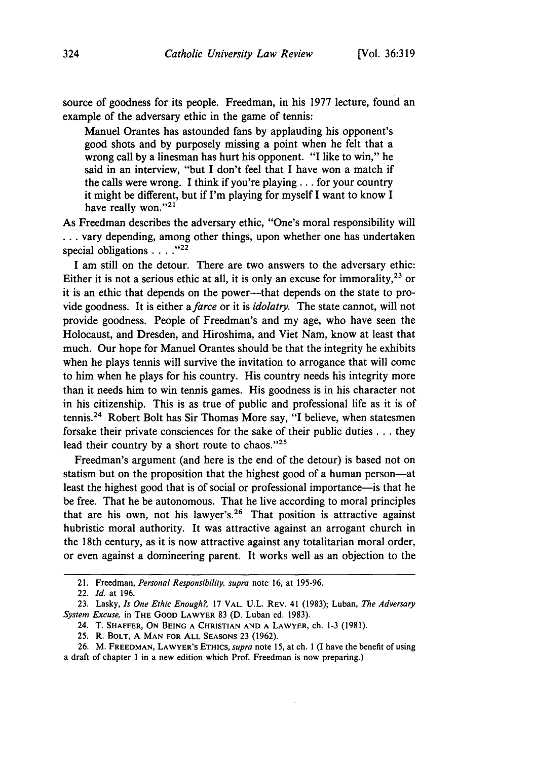source of goodness for its people. Freedman, in his 1977 lecture, found an example of the adversary ethic in the game of tennis:

> Manuel Orantes has astounded fans by applauding his opponent's good shots and by purposely missing a point when he felt that a wrong call by a linesman has hurt his opponent. "I like to win," he said in an interview, "but I don't feel that I have won a match if the calls were wrong. I think if you're playing . . . for your country it might be different, but if I'm playing for myself I want to know I have really won."[21]

As Freedman describes the adversary ethic, "One's moral responsibility will . . . vary depending, among other things, upon whether one has undertaken special obligations . . . ."[22]

I am still on the detour. There are two answers to the adversary ethic: Either it is not a serious ethic at all, it is only an excuse for immorality,[23] or it is an ethic that depends on the power—that depends on the state to provide goodness. It is either a *farce* or it is *idolatry.* The state cannot, will not provide goodness. People of Freedman's and my age, who have seen the Holocaust, and Dresden, and Hiroshima, and Viet Nam, know at least that much. Our hope for Manuel Orantes should be that the integrity he exhibits when he plays tennis will survive the invitation to arrogance that will come to him when he plays for his country. His country needs his integrity more than it needs him to win tennis games. His goodness is in his character not in his citizenship. This is as true of public and professional life as it is of tennis.[24] Robert Bolt has Sir Thomas More say, "I believe, when statesmen forsake their private consciences for the sake of their public duties . . . they lead their country by a short route to chaos."[25]

Freedman's argument (and here is the end of the detour) is based not on statism but on the proposition that the highest good of a human person—at least the highest good that is of social or professional importance—is that he be free. That he be autonomous. That he live according to moral principles that are his own, not his lawyer's.[26] That position is attractive against hubristic moral authority. It was attractive against an arrogant church in the 18th century, as it is now attractive against any totalitarian moral order, or even against a domineering parent. It works well as an objection to the

---

21. Freedman, *Personal Responsibility, supra* note 16, at 195-96.

22. *Id.* at 196.

23. Lasky, *Is One Ethic Enough?,* 17 VAL. U.L. REV. 41 (1983); Luban, *The Adversary System Excuse,* in THE GOOD LAWYER 83 (D. Luban ed. 1983).

24. T. SHAFFER, ON BEING A CHRISTIAN AND A LAWYER, ch. 1-3 (1981).

25. R. BOLT, A MAN FOR ALL SEASONS 23 (1962).

26. M. FREEDMAN, LAWYER'S ETHICS, *supra* note 15, at ch. 1 (I have the benefit of using a draft of chapter 1 in a new edition which Prof. Freedman is now preparing.)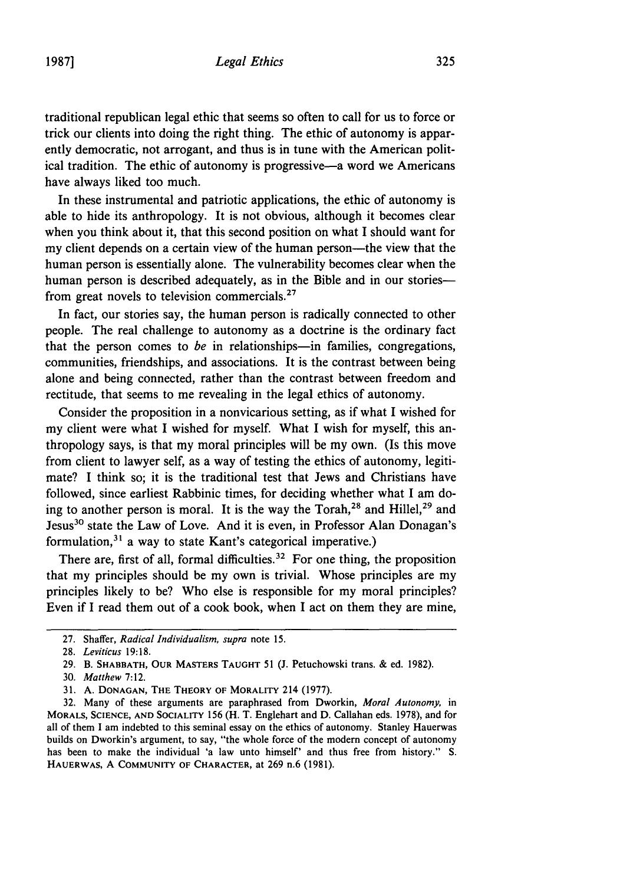traditional republican legal ethic that seems so often to call for us to force or trick our clients into doing the right thing. The ethic of autonomy is apparently democratic, not arrogant, and thus is in tune with the American political tradition. The ethic of autonomy is progressive—a word we Americans have always liked too much.

In these instrumental and patriotic applications, the ethic of autonomy is able to hide its anthropology. It is not obvious, although it becomes clear when you think about it, that this second position on what I should want for my client depends on a certain view of the human person—the view that the human person is essentially alone. The vulnerability becomes clear when the human person is described adequately, as in the Bible and in our stories—from great novels to television commercials.[27]

In fact, our stories say, the human person is radically connected to other people. The real challenge to autonomy as a doctrine is the ordinary fact that the person comes to *be* in relationships—in families, congregations, communities, friendships, and associations. It is the contrast between being alone and being connected, rather than the contrast between freedom and rectitude, that seems to me revealing in the legal ethics of autonomy.

Consider the proposition in a nonvicarious setting, as if what I wished for my client were what I wished for myself. What I wish for myself, this anthropology says, is that my moral principles will be my own. (Is this move from client to lawyer self, as a way of testing the ethics of autonomy, legitimate? I think so; it is the traditional test that Jews and Christians have followed, since earliest Rabbinic times, for deciding whether what I am doing to another person is moral. It is the way the Torah,[28] and Hillel,[29] and Jesus[30] state the Law of Love. And it is even, in Professor Alan Donagan's formulation,[31] a way to state Kant's categorical imperative.)

There are, first of all, formal difficulties.[32] For one thing, the proposition that my principles should be my own is trivial. Whose principles are my principles likely to be? Who else is responsible for my moral principles? Even if I read them out of a cook book, when I act on them they are mine,

---

27. Shaffer, *Radical Individualism*, *supra* note 15.

28. *Leviticus* 19:18.

29. B. Shabbath, Our Masters Taught 51 (J. Petuchowski trans. & ed. 1982).

30. *Matthew* 7:12.

31. A. Donagan, The Theory of Morality 214 (1977).

32. Many of these arguments are paraphrased from Dworkin, *Moral Autonomy*, in Morals, Science, and Sociality 156 (H. T. Englehart and D. Callahan eds. 1978), and for all of them I am indebted to this seminal essay on the ethics of autonomy. Stanley Hauerwas builds on Dworkin's argument, to say, "the whole force of the modern concept of autonomy has been to make the individual 'a law unto himself' and thus free from history." S. Hauerwas, A Community of Character, at 269 n.6 (1981).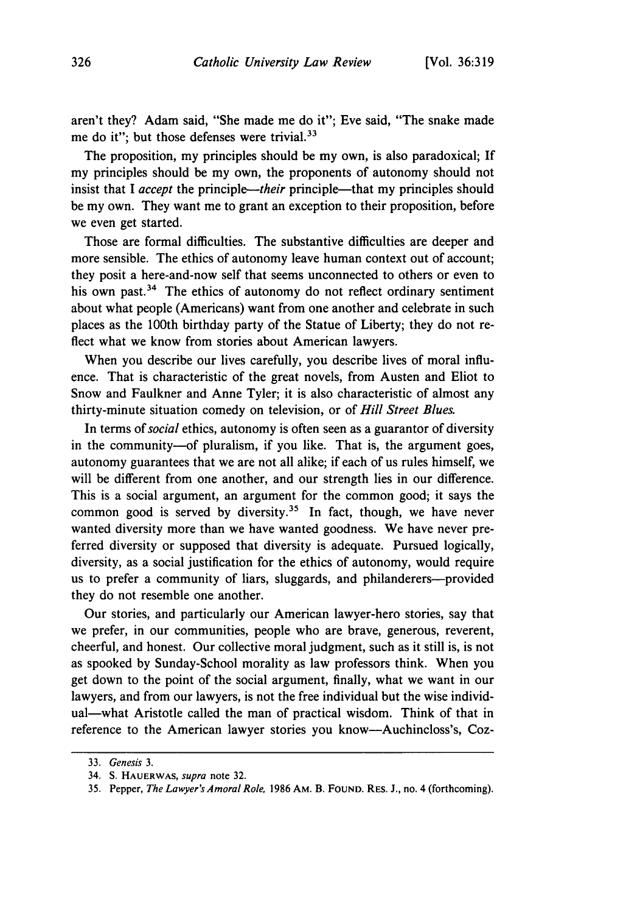aren't they? Adam said, "She made me do it"; Eve said, "The snake made me do it"; but those defenses were trivial.[33]

The proposition, my principles should be my own, is also paradoxical; If my principles should be my own, the proponents of autonomy should not insist that I *accept* the principle—*their* principle—that my principles should be my own. They want me to grant an exception to their proposition, before we even get started.

Those are formal difficulties. The substantive difficulties are deeper and more sensible. The ethics of autonomy leave human context out of account; they posit a here-and-now self that seems unconnected to others or even to his own past.[34] The ethics of autonomy do not reflect ordinary sentiment about what people (Americans) want from one another and celebrate in such places as the 100th birthday party of the Statue of Liberty; they do not reflect what we know from stories about American lawyers.

When you describe our lives carefully, you describe lives of moral influence. That is characteristic of the great novels, from Austen and Eliot to Snow and Faulkner and Anne Tyler; it is also characteristic of almost any thirty-minute situation comedy on television, or of *Hill Street Blues.*

In terms of *social* ethics, autonomy is often seen as a guarantor of diversity in the community—of pluralism, if you like. That is, the argument goes, autonomy guarantees that we are not all alike; if each of us rules himself, we will be different from one another, and our strength lies in our difference. This is a social argument, an argument for the common good; it says the common good is served by diversity.[35] In fact, though, we have never wanted diversity more than we have wanted goodness. We have never preferred diversity or supposed that diversity is adequate. Pursued logically, diversity, as a social justification for the ethics of autonomy, would require us to prefer a community of liars, sluggards, and philanderers—provided they do not resemble one another.

Our stories, and particularly our American lawyer-hero stories, say that we prefer, in our communities, people who are brave, generous, reverent, cheerful, and honest. Our collective moral judgment, such as it still is, is not as spooked by Sunday-School morality as law professors think. When you get down to the point of the social argument, finally, what we want in our lawyers, and from our lawyers, is not the free individual but the wise individual—what Aristotle called the man of practical wisdom. Think of that in reference to the American lawyer stories you know—Auchincloss's, Coz-

---

33. *Genesis* 3.

34. S. HAUERWAS, *supra* note 32.

35. Pepper, *The Lawyer's Amoral Role,* 1986 AM. B. FOUND. RES. J., no. 4 (forthcoming).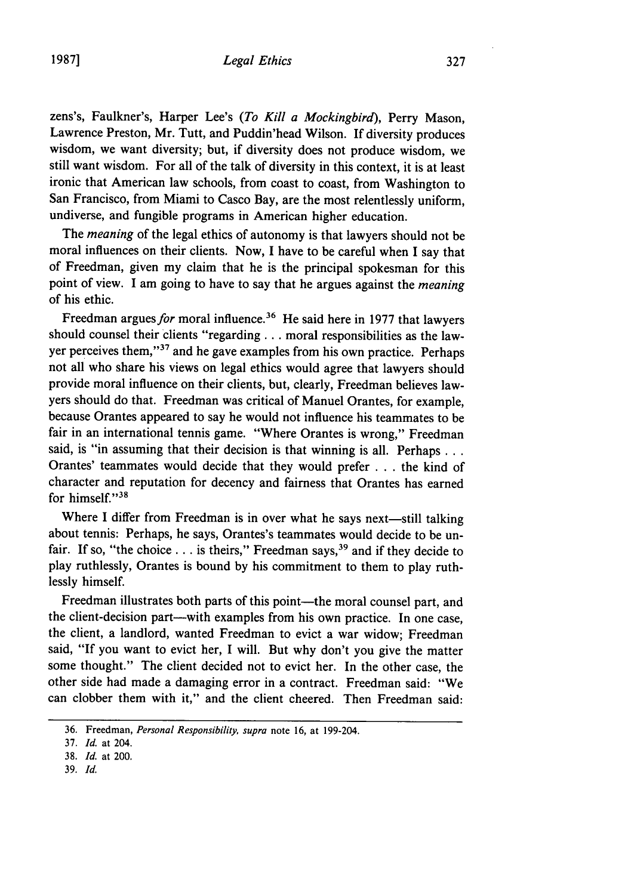zens's, Faulkner's, Harper Lee's (*To Kill a Mockingbird*), Perry Mason, Lawrence Preston, Mr. Tutt, and Puddin'head Wilson. If diversity produces wisdom, we want diversity; but, if diversity does not produce wisdom, we still want wisdom. For all of the talk of diversity in this context, it is at least ironic that American law schools, from coast to coast, from Washington to San Francisco, from Miami to Casco Bay, are the most relentlessly uniform, undiverse, and fungible programs in American higher education.

The *meaning* of the legal ethics of autonomy is that lawyers should not be moral influences on their clients. Now, I have to be careful when I say that of Freedman, given my claim that he is the principal spokesman for this point of view. I am going to have to say that he argues against the *meaning* of his ethic.

Freedman argues *for* moral influence.[36] He said here in 1977 that lawyers should counsel their clients "regarding . . . moral responsibilities as the lawyer perceives them,"[37] and he gave examples from his own practice. Perhaps not all who share his views on legal ethics would agree that lawyers should provide moral influence on their clients, but, clearly, Freedman believes lawyers should do that. Freedman was critical of Manuel Orantes, for example, because Orantes appeared to say he would not influence his teammates to be fair in an international tennis game. "Where Orantes is wrong," Freedman said, is "in assuming that their decision is that winning is all. Perhaps . . . Orantes' teammates would decide that they would prefer . . . the kind of character and reputation for decency and fairness that Orantes has earned for himself."[38]

Where I differ from Freedman is in over what he says next—still talking about tennis: Perhaps, he says, Orantes's teammates would decide to be unfair. If so, "the choice . . . is theirs," Freedman says,[39] and if they decide to play ruthlessly, Orantes is bound by his commitment to them to play ruthlessly himself.

Freedman illustrates both parts of this point—the moral counsel part, and the client-decision part—with examples from his own practice. In one case, the client, a landlord, wanted Freedman to evict a war widow; Freedman said, "If you want to evict her, I will. But why don't you give the matter some thought." The client decided not to evict her. In the other case, the other side had made a damaging error in a contract. Freedman said: "We can clobber them with it," and the client cheered. Then Freedman said:

---

36. Freedman, *Personal Responsibility, supra* note 16, at 199-204.

37. *Id.* at 204.

38. *Id.* at 200.

39. *Id.*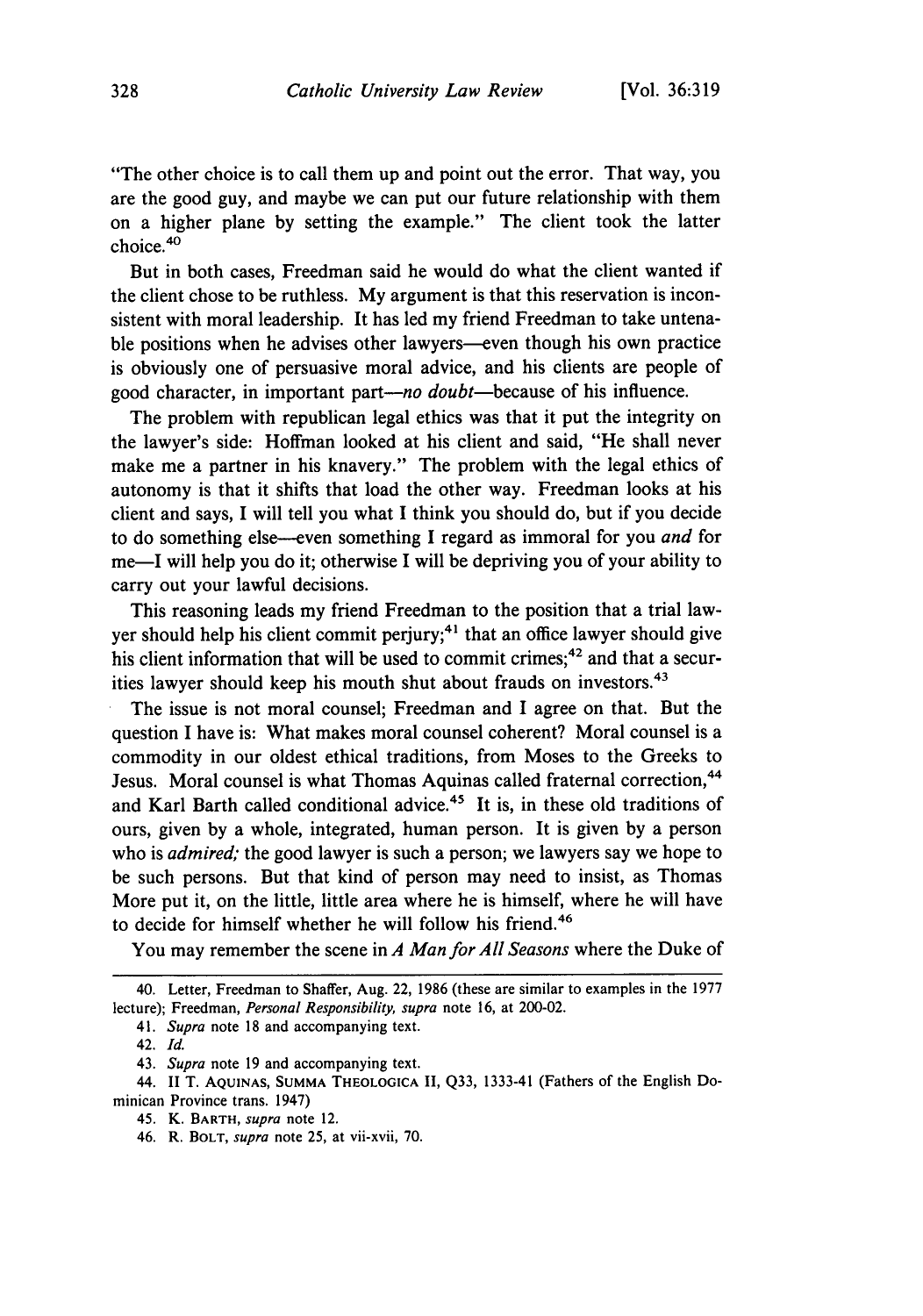"The other choice is to call them up and point out the error. That way, you are the good guy, and maybe we can put our future relationship with them on a higher plane by setting the example." The client took the latter choice.[40]

But in both cases, Freedman said he would do what the client wanted if the client chose to be ruthless. My argument is that this reservation is inconsistent with moral leadership. It has led my friend Freedman to take untenable positions when he advises other lawyers—even though his own practice is obviously one of persuasive moral advice, and his clients are people of good character, in important part—*no doubt*—because of his influence.

The problem with republican legal ethics was that it put the integrity on the lawyer's side: Hoffman looked at his client and said, "He shall never make me a partner in his knavery." The problem with the legal ethics of autonomy is that it shifts that load the other way. Freedman looks at his client and says, I will tell you what I think you should do, but if you decide to do something else—even something I regard as immoral for you *and* for me—I will help you do it; otherwise I will be depriving you of your ability to carry out your lawful decisions.

This reasoning leads my friend Freedman to the position that a trial lawyer should help his client commit perjury;[41] that an office lawyer should give his client information that will be used to commit crimes;[42] and that a securities lawyer should keep his mouth shut about frauds on investors.[43]

The issue is not moral counsel; Freedman and I agree on that. But the question I have is: What makes moral counsel coherent? Moral counsel is a commodity in our oldest ethical traditions, from Moses to the Greeks to Jesus. Moral counsel is what Thomas Aquinas called fraternal correction,[44] and Karl Barth called conditional advice.[45] It is, in these old traditions of ours, given by a whole, integrated, human person. It is given by a person who is *admired;* the good lawyer is such a person; we lawyers say we hope to be such persons. But that kind of person may need to insist, as Thomas More put it, on the little, little area where he is himself, where he will have to decide for himself whether he will follow his friend.[46]

You may remember the scene in *A Man for All Seasons* where the Duke of

---

40. Letter, Freedman to Shaffer, Aug. 22, 1986 (these are similar to examples in the 1977 lecture); Freedman, *Personal Responsibility*, *supra* note 16, at 200-02.

41. *Supra* note 18 and accompanying text.

42. *Id.*

43. *Supra* note 19 and accompanying text.

44. II T. AQUINAS, SUMMA THEOLOGICA II, Q33, 1333-41 (Fathers of the English Dominican Province trans. 1947)

45. K. BARTH, *supra* note 12.

46. R. BOLT, *supra* note 25, at vii-xvii, 70.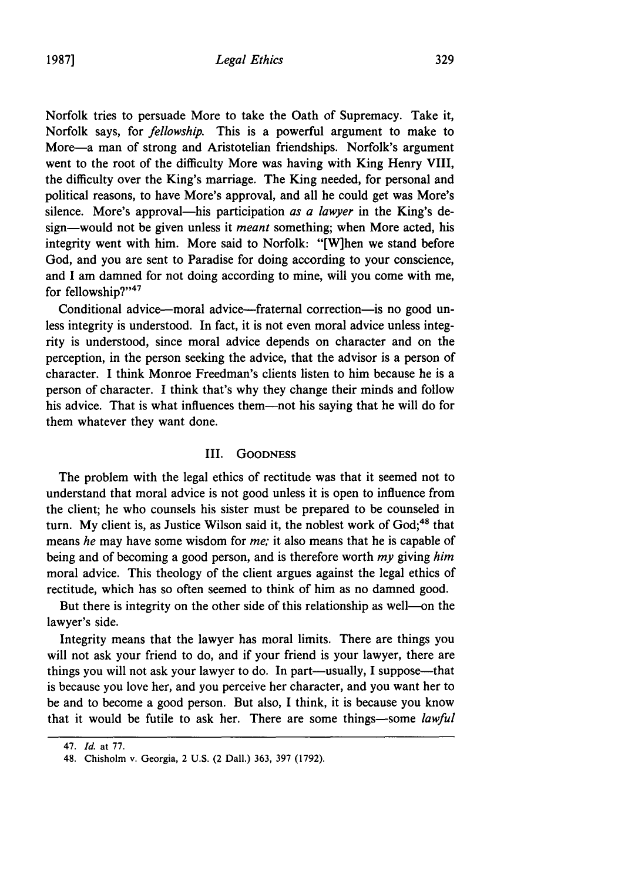Norfolk tries to persuade More to take the Oath of Supremacy. Take it, Norfolk says, for *fellowship.* This is a powerful argument to make to More—a man of strong and Aristotelian friendships. Norfolk's argument went to the root of the difficulty More was having with King Henry VIII, the difficulty over the King's marriage. The King needed, for personal and political reasons, to have More's approval, and all he could get was More's silence. More's approval—his participation *as a lawyer* in the King's design—would not be given unless it *meant* something; when More acted, his integrity went with him. More said to Norfolk: "[W]hen we stand before God, and you are sent to Paradise for doing according to your conscience, and I am damned for not doing according to mine, will you come with me, for fellowship?"[47]

Conditional advice—moral advice—fraternal correction—is no good unless integrity is understood. In fact, it is not even moral advice unless integrity is understood, since moral advice depends on character and on the perception, in the person seeking the advice, that the advisor is a person of character. I think Monroe Freedman's clients listen to him because he is a person of character. I think that's why they change their minds and follow his advice. That is what influences them—not his saying that he will do for them whatever they want done.

## III. Goodness

The problem with the legal ethics of rectitude was that it seemed not to understand that moral advice is not good unless it is open to influence from the client; he who counsels his sister must be prepared to be counseled in turn. My client is, as Justice Wilson said it, the noblest work of God;[48] that means *he* may have some wisdom for *me;* it also means that he is capable of being and of becoming a good person, and is therefore worth *my* giving *him* moral advice. This theology of the client argues against the legal ethics of rectitude, which has so often seemed to think of him as no damned good.

But there is integrity on the other side of this relationship as well—on the lawyer's side.

Integrity means that the lawyer has moral limits. There are things you will not ask your friend to do, and if your friend is your lawyer, there are things you will not ask your lawyer to do. In part—usually, I suppose—that is because you love her, and you perceive her character, and you want her to be and to become a good person. But also, I think, it is because you know that it would be futile to ask her. There are some things—some *lawful*

---

47. *Id.* at 77.

48. Chisholm v. Georgia, 2 U.S. (2 Dall.) 363, 397 (1792).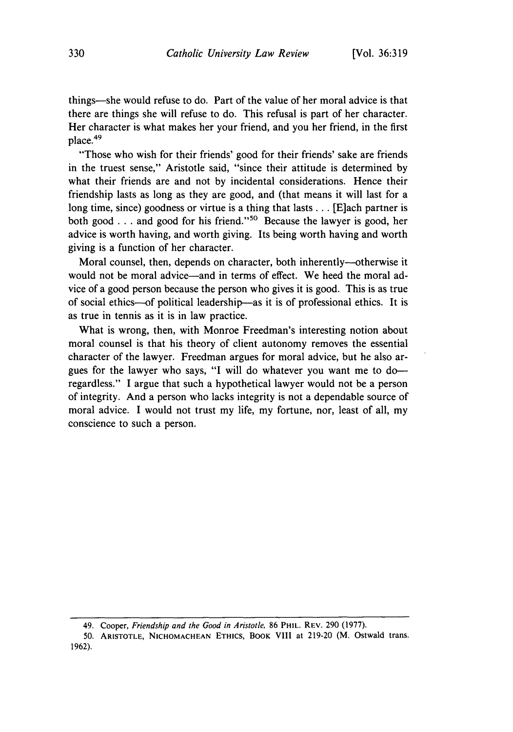things—she would refuse to do. Part of the value of her moral advice is that there are things she will refuse to do. This refusal is part of her character. Her character is what makes her your friend, and you her friend, in the first place.[49]

"Those who wish for their friends' good for their friends' sake are friends in the truest sense," Aristotle said, "since their attitude is determined by what their friends are and not by incidental considerations. Hence their friendship lasts as long as they are good, and (that means it will last for a long time, since) goodness or virtue is a thing that lasts . . . [E]ach partner is both good . . . and good for his friend."[50] Because the lawyer is good, her advice is worth having, and worth giving. Its being worth having and worth giving is a function of her character.

Moral counsel, then, depends on character, both inherently—otherwise it would not be moral advice—and in terms of effect. We heed the moral advice of a good person because the person who gives it is good. This is as true of social ethics—of political leadership—as it is of professional ethics. It is as true in tennis as it is in law practice.

What is wrong, then, with Monroe Freedman's interesting notion about moral counsel is that his theory of client autonomy removes the essential character of the lawyer. Freedman argues for moral advice, but he also argues for the lawyer who says, "I will do whatever you want me to do—regardless." I argue that such a hypothetical lawyer would not be a person of integrity. And a person who lacks integrity is not a dependable source of moral advice. I would not trust my life, my fortune, nor, least of all, my conscience to such a person.

---

49. Cooper, *Friendship and the Good in Aristotle*, 86 PHIL. REV. 290 (1977).

50. ARISTOTLE, NICHOMACHEAN ETHICS, BOOK VIII at 219-20 (M. Ostwald trans. 1962).